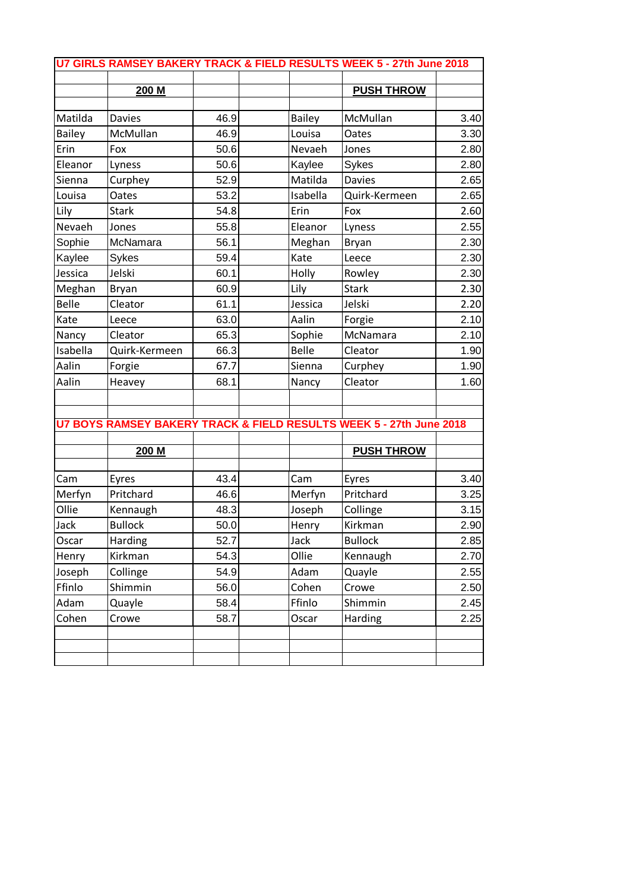## U7 GIRLS RAMSEY BAKERY TRACK & FIELD RESULTS WEEK 5 - 27th June 2018

| | **200 M** | | | | **PUSH THROW** | |
|---|---|---|---|---|---|---|
| Matilda | Davies | 46.9 | | Bailey | McMullan | 3.40 |
| Bailey | McMullan | 46.9 | | Louisa | Oates | 3.30 |
| Erin | Fox | 50.6 | | Nevaeh | Jones | 2.80 |
| Eleanor | Lyness | 50.6 | | Kaylee | Sykes | 2.80 |
| Sienna | Curphey | 52.9 | | Matilda | Davies | 2.65 |
| Louisa | Oates | 53.2 | | Isabella | Quirk-Kermeen | 2.65 |
| Lily | Stark | 54.8 | | Erin | Fox | 2.60 |
| Nevaeh | Jones | 55.8 | | Eleanor | Lyness | 2.55 |
| Sophie | McNamara | 56.1 | | Meghan | Bryan | 2.30 |
| Kaylee | Sykes | 59.4 | | Kate | Leece | 2.30 |
| Jessica | Jelski | 60.1 | | Holly | Rowley | 2.30 |
| Meghan | Bryan | 60.9 | | Lily | Stark | 2.30 |
| Belle | Cleator | 61.1 | | Jessica | Jelski | 2.20 |
| Kate | Leece | 63.0 | | Aalin | Forgie | 2.10 |
| Nancy | Cleator | 65.3 | | Sophie | McNamara | 2.10 |
| Isabella | Quirk-Kermeen | 66.3 | | Belle | Cleator | 1.90 |
| Aalin | Forgie | 67.7 | | Sienna | Curphey | 1.90 |
| Aalin | Heavey | 68.1 | | Nancy | Cleator | 1.60 |

## U7 BOYS RAMSEY BAKERY TRACK & FIELD RESULTS WEEK 5 - 27th June 2018

| | **200 M** | | | | **PUSH THROW** | |
|---|---|---|---|---|---|---|
| Cam | Eyres | 43.4 | | Cam | Eyres | 3.40 |
| Merfyn | Pritchard | 46.6 | | Merfyn | Pritchard | 3.25 |
| Ollie | Kennaugh | 48.3 | | Joseph | Collinge | 3.15 |
| Jack | Bullock | 50.0 | | Henry | Kirkman | 2.90 |
| Oscar | Harding | 52.7 | | Jack | Bullock | 2.85 |
| Henry | Kirkman | 54.3 | | Ollie | Kennaugh | 2.70 |
| Joseph | Collinge | 54.9 | | Adam | Quayle | 2.55 |
| Ffinlo | Shimmin | 56.0 | | Cohen | Crowe | 2.50 |
| Adam | Quayle | 58.4 | | Ffinlo | Shimmin | 2.45 |
| Cohen | Crowe | 58.7 | | Oscar | Harding | 2.25 |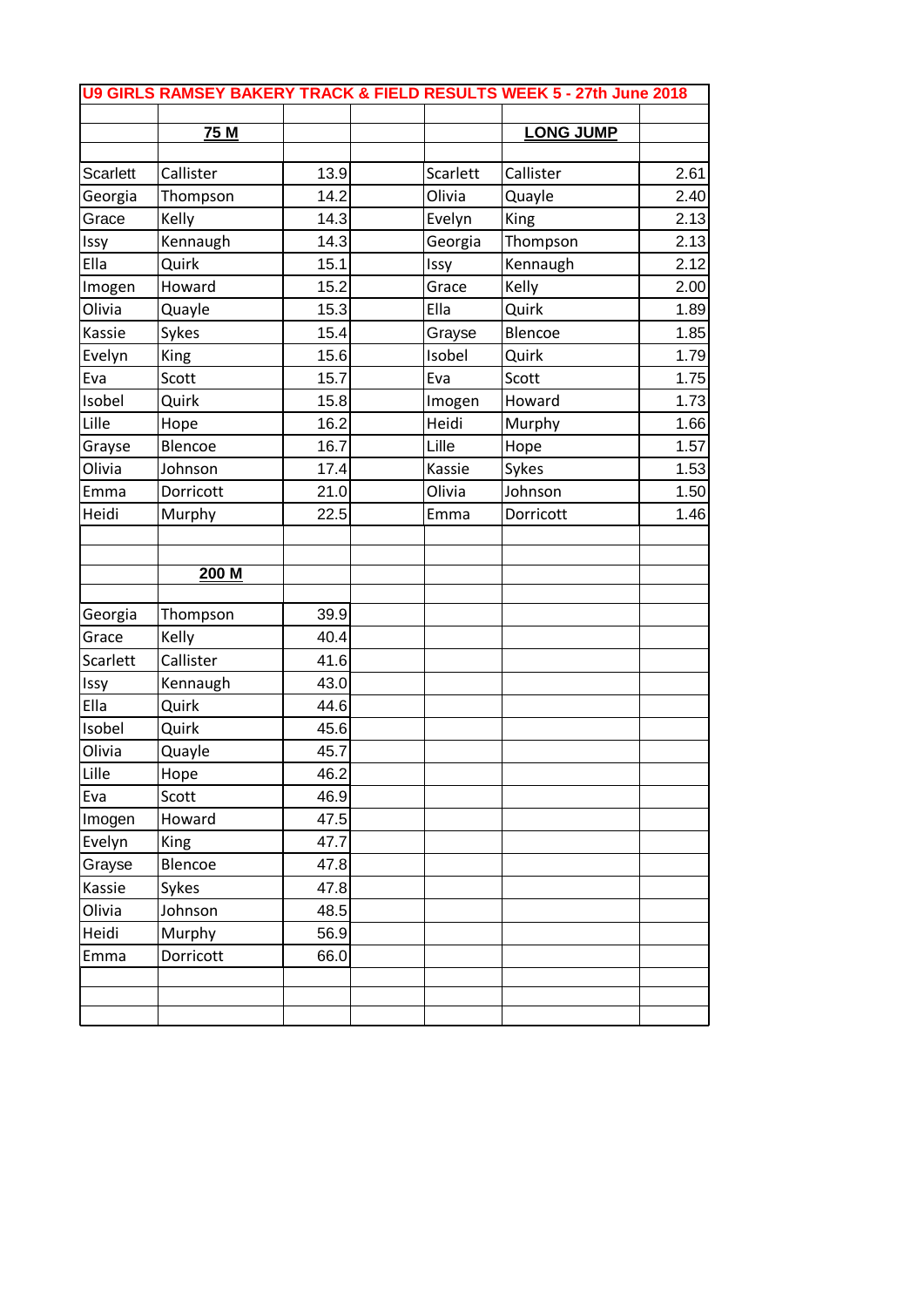# U9 GIRLS RAMSEY BAKERY TRACK & FIELD RESULTS WEEK 5 - 27th June 2018

| | 75 M | | | | LONG JUMP | |
|---|---|---|---|---|---|---|
| Scarlett | Callister | 13.9 | | Scarlett | Callister | 2.61 |
| Georgia | Thompson | 14.2 | | Olivia | Quayle | 2.40 |
| Grace | Kelly | 14.3 | | Evelyn | King | 2.13 |
| Issy | Kennaugh | 14.3 | | Georgia | Thompson | 2.13 |
| Ella | Quirk | 15.1 | | Issy | Kennaugh | 2.12 |
| Imogen | Howard | 15.2 | | Grace | Kelly | 2.00 |
| Olivia | Quayle | 15.3 | | Ella | Quirk | 1.89 |
| Kassie | Sykes | 15.4 | | Grayse | Blencoe | 1.85 |
| Evelyn | King | 15.6 | | Isobel | Quirk | 1.79 |
| Eva | Scott | 15.7 | | Eva | Scott | 1.75 |
| Isobel | Quirk | 15.8 | | Imogen | Howard | 1.73 |
| Lille | Hope | 16.2 | | Heidi | Murphy | 1.66 |
| Grayse | Blencoe | 16.7 | | Lille | Hope | 1.57 |
| Olivia | Johnson | 17.4 | | Kassie | Sykes | 1.53 |
| Emma | Dorricott | 21.0 | | Olivia | Johnson | 1.50 |
| Heidi | Murphy | 22.5 | | Emma | Dorricott | 1.46 |

| | 200 M | |
|---|---|---|
| Georgia | Thompson | 39.9 |
| Grace | Kelly | 40.4 |
| Scarlett | Callister | 41.6 |
| Issy | Kennaugh | 43.0 |
| Ella | Quirk | 44.6 |
| Isobel | Quirk | 45.6 |
| Olivia | Quayle | 45.7 |
| Lille | Hope | 46.2 |
| Eva | Scott | 46.9 |
| Imogen | Howard | 47.5 |
| Evelyn | King | 47.7 |
| Grayse | Blencoe | 47.8 |
| Kassie | Sykes | 47.8 |
| Olivia | Johnson | 48.5 |
| Heidi | Murphy | 56.9 |
| Emma | Dorricott | 66.0 |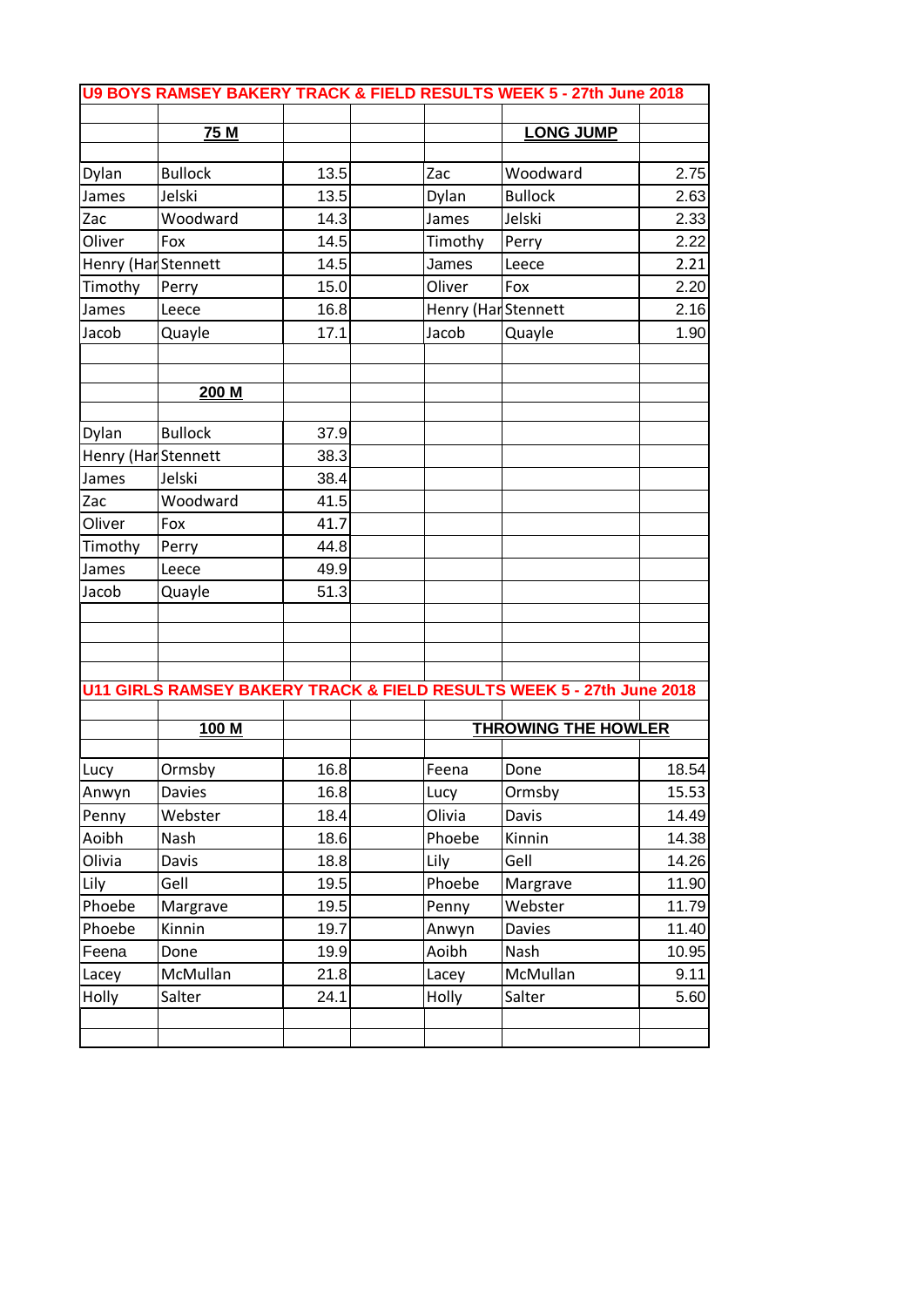## U9 BOYS RAMSEY BAKERY TRACK & FIELD RESULTS WEEK 5 - 27th June 2018

| | **75 M** | | | | **LONG JUMP** | |
|---|---|---|---|---|---|---|
| Dylan | Bullock | 13.5 | | Zac | Woodward | 2.75 |
| James | Jelski | 13.5 | | Dylan | Bullock | 2.63 |
| Zac | Woodward | 14.3 | | James | Jelski | 2.33 |
| Oliver | Fox | 14.5 | | Timothy | Perry | 2.22 |
| Henry (Har | Stennett | 14.5 | | James | Leece | 2.21 |
| Timothy | Perry | 15.0 | | Oliver | Fox | 2.20 |
| James | Leece | 16.8 | | Henry (Har | Stennett | 2.16 |
| Jacob | Quayle | 17.1 | | Jacob | Quayle | 1.90 |

| | **200 M** | |
|---|---|---|
| Dylan | Bullock | 37.9 |
| Henry (Har | Stennett | 38.3 |
| James | Jelski | 38.4 |
| Zac | Woodward | 41.5 |
| Oliver | Fox | 41.7 |
| Timothy | Perry | 44.8 |
| James | Leece | 49.9 |
| Jacob | Quayle | 51.3 |

## U11 GIRLS RAMSEY BAKERY TRACK & FIELD RESULTS WEEK 5 - 27th June 2018

| | **100 M** | | | | **THROWING THE HOWLER** | |
|---|---|---|---|---|---|---|
| Lucy | Ormsby | 16.8 | | Feena | Done | 18.54 |
| Anwyn | Davies | 16.8 | | Lucy | Ormsby | 15.53 |
| Penny | Webster | 18.4 | | Olivia | Davis | 14.49 |
| Aoibh | Nash | 18.6 | | Phoebe | Kinnin | 14.38 |
| Olivia | Davis | 18.8 | | Lily | Gell | 14.26 |
| Lily | Gell | 19.5 | | Phoebe | Margrave | 11.90 |
| Phoebe | Margrave | 19.5 | | Penny | Webster | 11.79 |
| Phoebe | Kinnin | 19.7 | | Anwyn | Davies | 11.40 |
| Feena | Done | 19.9 | | Aoibh | Nash | 10.95 |
| Lacey | McMullan | 21.8 | | Lacey | McMullan | 9.11 |
| Holly | Salter | 24.1 | | Holly | Salter | 5.60 |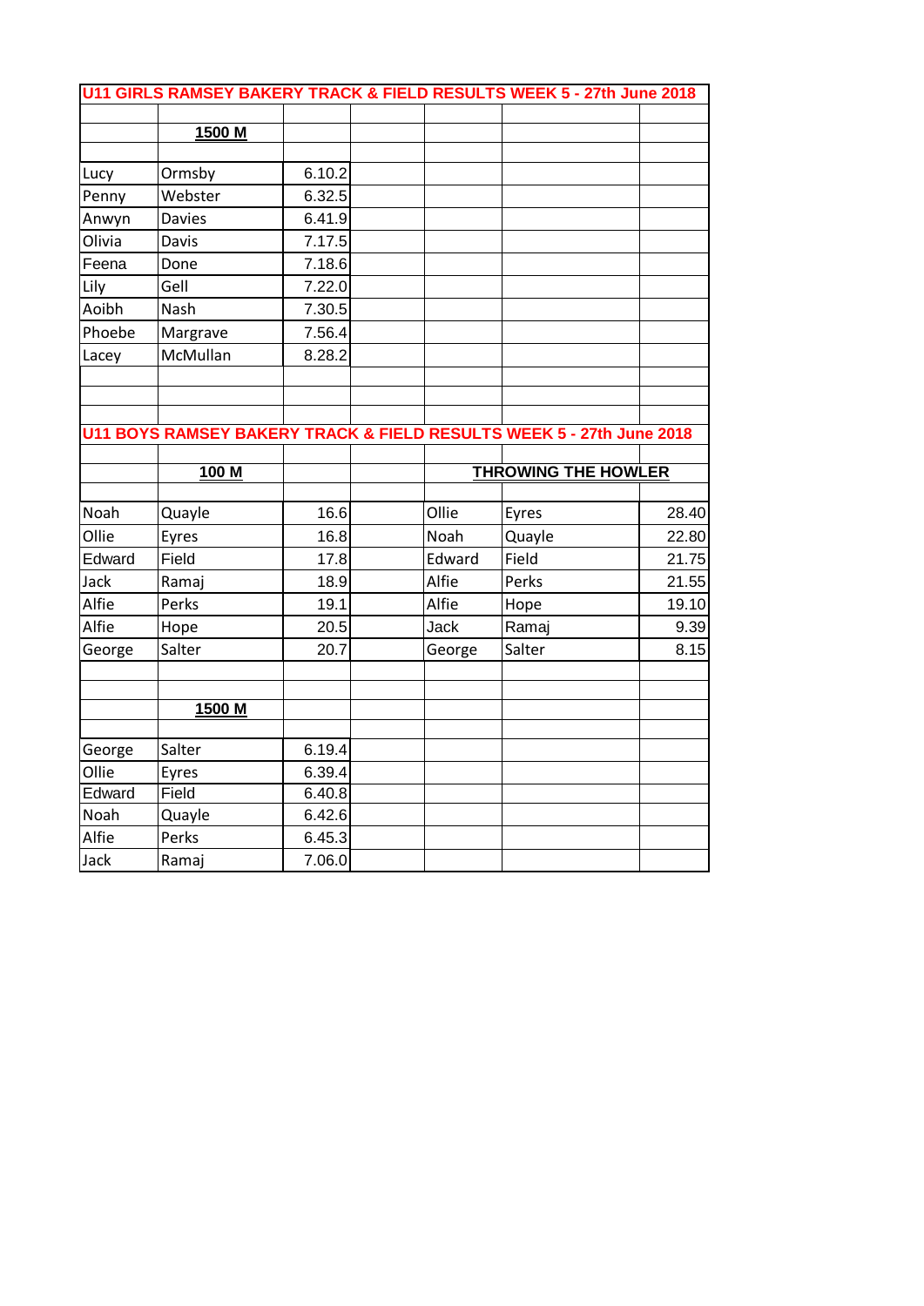## U11 GIRLS RAMSEY BAKERY TRACK & FIELD RESULTS WEEK 5 - 27th June 2018

### 1500 M

| | | |
|---|---|---|
| Lucy | Ormsby | 6.10.2 |
| Penny | Webster | 6.32.5 |
| Anwyn | Davies | 6.41.9 |
| Olivia | Davis | 7.17.5 |
| Feena | Done | 7.18.6 |
| Lily | Gell | 7.22.0 |
| Aoibh | Nash | 7.30.5 |
| Phoebe | Margrave | 7.56.4 |
| Lacey | McMullan | 8.28.2 |

## U11 BOYS RAMSEY BAKERY TRACK & FIELD RESULTS WEEK 5 - 27th June 2018

### 100 M

| | | |
|---|---|---|
| Noah | Quayle | 16.6 |
| Ollie | Eyres | 16.8 |
| Edward | Field | 17.8 |
| Jack | Ramaj | 18.9 |
| Alfie | Perks | 19.1 |
| Alfie | Hope | 20.5 |
| George | Salter | 20.7 |

### THROWING THE HOWLER

| | | |
|---|---|---|
| Ollie | Eyres | 28.40 |
| Noah | Quayle | 22.80 |
| Edward | Field | 21.75 |
| Alfie | Perks | 21.55 |
| Alfie | Hope | 19.10 |
| Jack | Ramaj | 9.39 |
| George | Salter | 8.15 |

### 1500 M

| | | |
|---|---|---|
| George | Salter | 6.19.4 |
| Ollie | Eyres | 6.39.4 |
| Edward | Field | 6.40.8 |
| Noah | Quayle | 6.42.6 |
| Alfie | Perks | 6.45.3 |
| Jack | Ramaj | 7.06.0 |